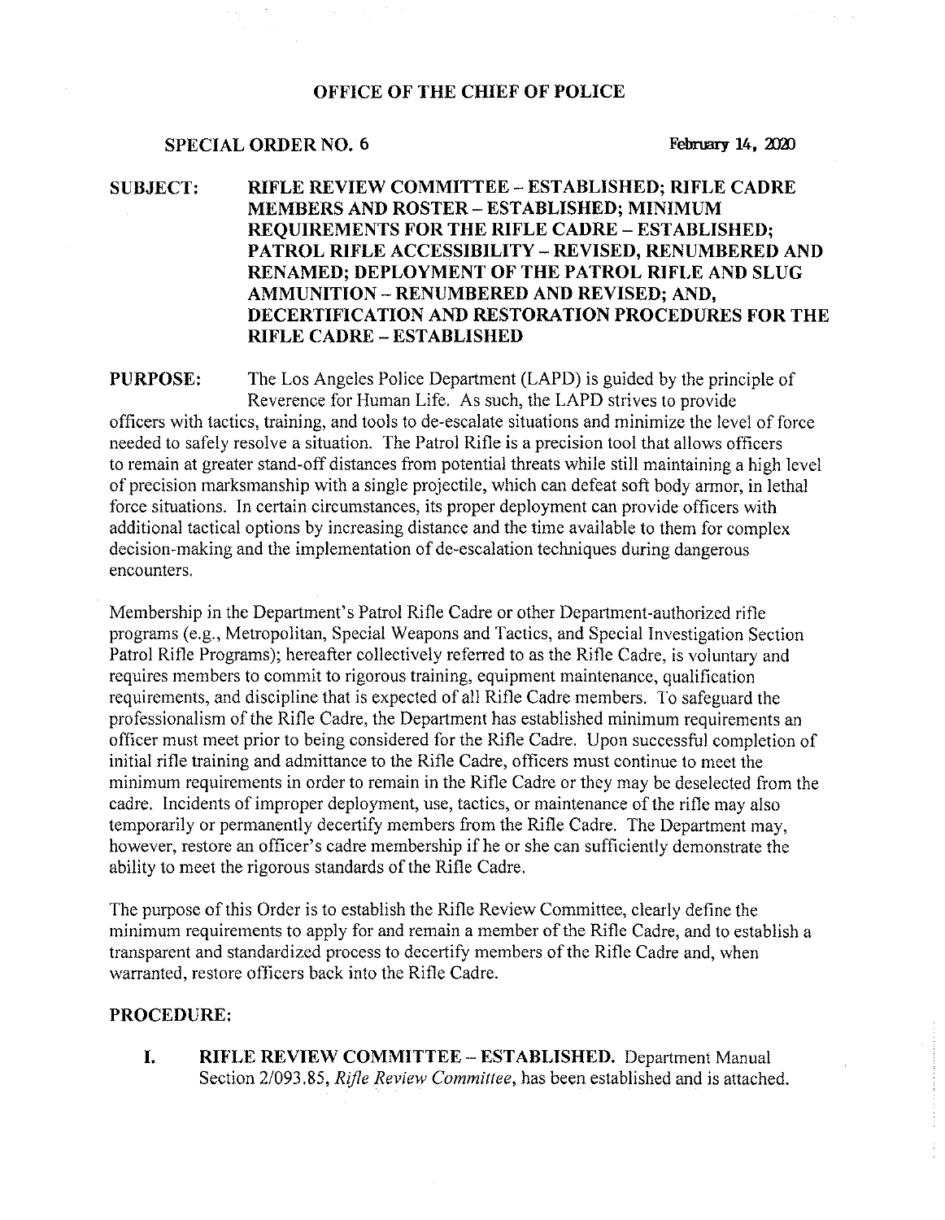# OFFICE OF THE CHIEF OF POLICE

**SPECIAL ORDER NO. 6** February 14, 2020

**SUBJECT:** **RIFLE REVIEW COMMITTEE – ESTABLISHED; RIFLE CADRE MEMBERS AND ROSTER – ESTABLISHED; MINIMUM REQUIREMENTS FOR THE RIFLE CADRE – ESTABLISHED; PATROL RIFLE ACCESSIBILITY – REVISED, RENUMBERED AND RENAMED; DEPLOYMENT OF THE PATROL RIFLE AND SLUG AMMUNITION – RENUMBERED AND REVISED; AND, DECERTIFICATION AND RESTORATION PROCEDURES FOR THE RIFLE CADRE – ESTABLISHED**

**PURPOSE:** The Los Angeles Police Department (LAPD) is guided by the principle of Reverence for Human Life. As such, the LAPD strives to provide officers with tactics, training, and tools to de-escalate situations and minimize the level of force needed to safely resolve a situation. The Patrol Rifle is a precision tool that allows officers to remain at greater stand-off distances from potential threats while still maintaining a high level of precision marksmanship with a single projectile, which can defeat soft body armor, in lethal force situations. In certain circumstances, its proper deployment can provide officers with additional tactical options by increasing distance and the time available to them for complex decision-making and the implementation of de-escalation techniques during dangerous encounters.

Membership in the Department's Patrol Rifle Cadre or other Department-authorized rifle programs (e.g., Metropolitan, Special Weapons and Tactics, and Special Investigation Section Patrol Rifle Programs); hereafter collectively referred to as the Rifle Cadre, is voluntary and requires members to commit to rigorous training, equipment maintenance, qualification requirements, and discipline that is expected of all Rifle Cadre members. To safeguard the professionalism of the Rifle Cadre, the Department has established minimum requirements an officer must meet prior to being considered for the Rifle Cadre. Upon successful completion of initial rifle training and admittance to the Rifle Cadre, officers must continue to meet the minimum requirements in order to remain in the Rifle Cadre or they may be deselected from the cadre. Incidents of improper deployment, use, tactics, or maintenance of the rifle may also temporarily or permanently decertify members from the Rifle Cadre. The Department may, however, restore an officer's cadre membership if he or she can sufficiently demonstrate the ability to meet the rigorous standards of the Rifle Cadre.

The purpose of this Order is to establish the Rifle Review Committee, clearly define the minimum requirements to apply for and remain a member of the Rifle Cadre, and to establish a transparent and standardized process to decertify members of the Rifle Cadre and, when warranted, restore officers back into the Rifle Cadre.

## PROCEDURE:

**I. RIFLE REVIEW COMMITTEE – ESTABLISHED.** Department Manual Section 2/093.85, *Rifle Review Committee*, has been established and is attached.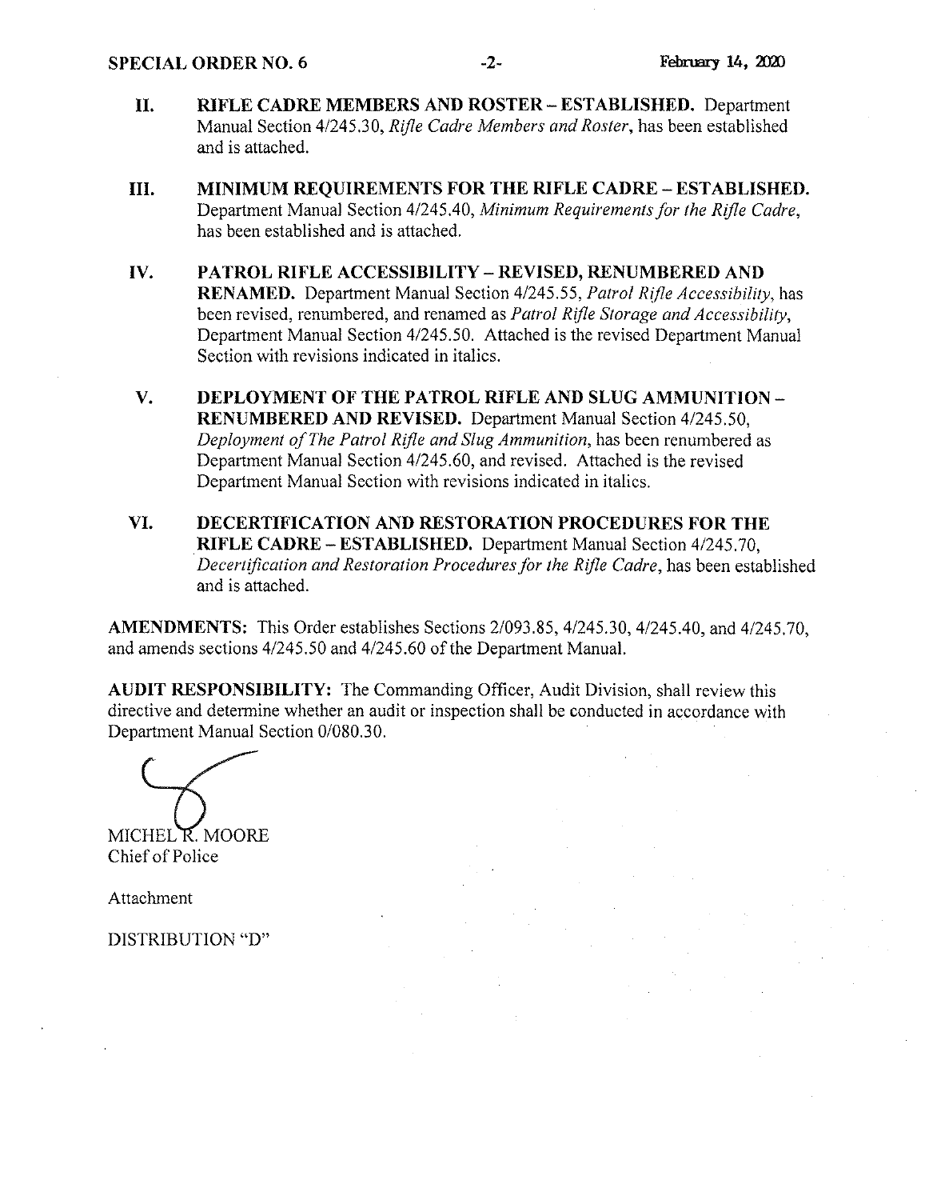II. **RIFLE CADRE MEMBERS AND ROSTER – ESTABLISHED.** Department Manual Section 4/245.30, *Rifle Cadre Members and Roster*, has been established and is attached.

III. **MINIMUM REQUIREMENTS FOR THE RIFLE CADRE – ESTABLISHED.** Department Manual Section 4/245.40, *Minimum Requirements for the Rifle Cadre*, has been established and is attached.

IV. **PATROL RIFLE ACCESSIBILITY – REVISED, RENUMBERED AND RENAMED.** Department Manual Section 4/245.55, *Patrol Rifle Accessibility*, has been revised, renumbered, and renamed as *Patrol Rifle Storage and Accessibility*, Department Manual Section 4/245.50. Attached is the revised Department Manual Section with revisions indicated in italics.

V. **DEPLOYMENT OF THE PATROL RIFLE AND SLUG AMMUNITION – RENUMBERED AND REVISED.** Department Manual Section 4/245.50, *Deployment of The Patrol Rifle and Slug Ammunition*, has been renumbered as Department Manual Section 4/245.60, and revised. Attached is the revised Department Manual Section with revisions indicated in italics.

VI. **DECERTIFICATION AND RESTORATION PROCEDURES FOR THE RIFLE CADRE – ESTABLISHED.** Department Manual Section 4/245.70, *Decertification and Restoration Procedures for the Rifle Cadre*, has been established and is attached.

**AMENDMENTS:** This Order establishes Sections 2/093.85, 4/245.30, 4/245.40, and 4/245.70, and amends sections 4/245.50 and 4/245.60 of the Department Manual.

**AUDIT RESPONSIBILITY:** The Commanding Officer, Audit Division, shall review this directive and determine whether an audit or inspection shall be conducted in accordance with Department Manual Section 0/080.30.

MICHEL R. MOORE
Chief of Police

Attachment

DISTRIBUTION "D"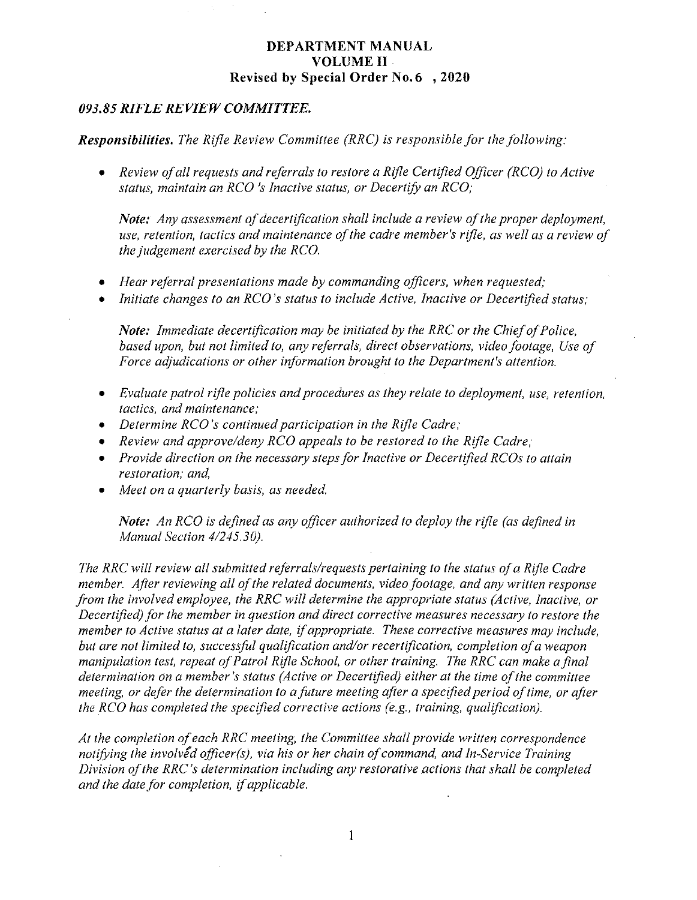**DEPARTMENT MANUAL**
**VOLUME II**
**Revised by Special Order No.6 , 2020**

***093.85 RIFLE REVIEW COMMITTEE.***

***Responsibilities.*** *The Rifle Review Committee (RRC) is responsible for the following:*

- *Review of all requests and referrals to restore a Rifle Certified Officer (RCO) to Active status, maintain an RCO 's Inactive status, or Decertify an RCO;*

  ***Note:*** *Any assessment of decertification shall include a review of the proper deployment, use, retention, tactics and maintenance of the cadre member's rifle, as well as a review of the judgement exercised by the RCO.*

- *Hear referral presentations made by commanding officers, when requested;*
- *Initiate changes to an RCO's status to include Active, Inactive or Decertified status;*

  ***Note:*** *Immediate decertification may be initiated by the RRC or the Chief of Police, based upon, but not limited to, any referrals, direct observations, video footage, Use of Force adjudications or other information brought to the Department's attention.*

- *Evaluate patrol rifle policies and procedures as they relate to deployment, use, retention, tactics, and maintenance;*
- *Determine RCO's continued participation in the Rifle Cadre;*
- *Review and approve/deny RCO appeals to be restored to the Rifle Cadre;*
- *Provide direction on the necessary steps for Inactive or Decertified RCOs to attain restoration; and,*
- *Meet on a quarterly basis, as needed.*

  ***Note:*** *An RCO is defined as any officer authorized to deploy the rifle (as defined in Manual Section 4/245.30).*

*The RRC will review all submitted referrals/requests pertaining to the status of a Rifle Cadre member. After reviewing all of the related documents, video footage, and any written response from the involved employee, the RRC will determine the appropriate status (Active, Inactive, or Decertified) for the member in question and direct corrective measures necessary to restore the member to Active status at a later date, if appropriate. These corrective measures may include, but are not limited to, successful qualification and/or recertification, completion of a weapon manipulation test, repeat of Patrol Rifle School, or other training. The RRC can make a final determination on a member's status (Active or Decertified) either at the time of the committee meeting, or defer the determination to a future meeting after a specified period of time, or after the RCO has completed the specified corrective actions (e.g., training, qualification).*

*At the completion of each RRC meeting, the Committee shall provide written correspondence notifying the involved officer(s), via his or her chain of command, and In-Service Training Division of the RRC's determination including any restorative actions that shall be completed and the date for completion, if applicable.*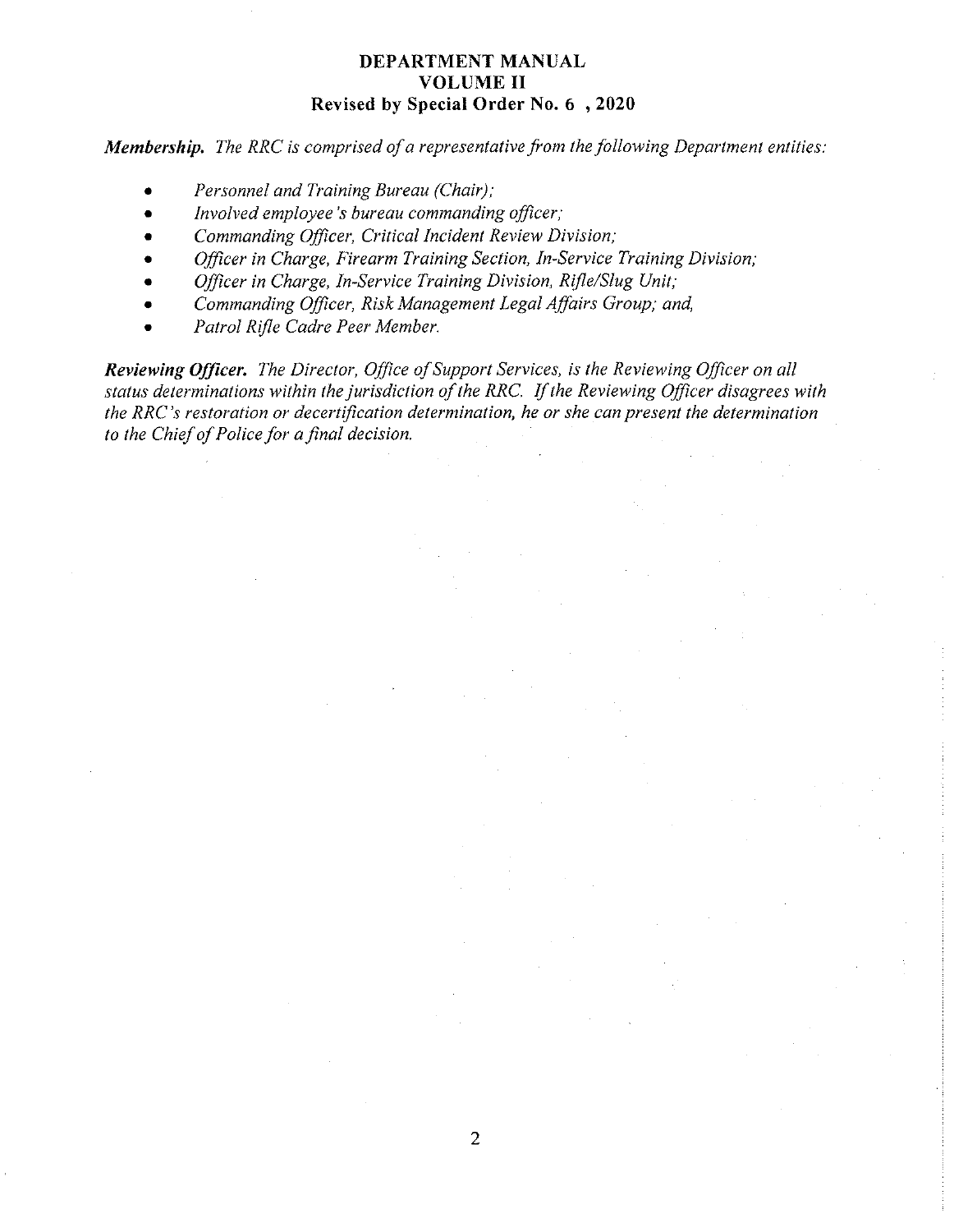**DEPARTMENT MANUAL**
**VOLUME II**
**Revised by Special Order No. 6 , 2020**

***Membership.*** *The RRC is comprised of a representative from the following Department entities:*

- *Personnel and Training Bureau (Chair);*
- *Involved employee's bureau commanding officer;*
- *Commanding Officer, Critical Incident Review Division;*
- *Officer in Charge, Firearm Training Section, In-Service Training Division;*
- *Officer in Charge, In-Service Training Division, Rifle/Slug Unit;*
- *Commanding Officer, Risk Management Legal Affairs Group; and,*
- *Patrol Rifle Cadre Peer Member.*

***Reviewing Officer.*** *The Director, Office of Support Services, is the Reviewing Officer on all status determinations within the jurisdiction of the RRC. If the Reviewing Officer disagrees with the RRC's restoration or decertification determination, he or she can present the determination to the Chief of Police for a final decision.*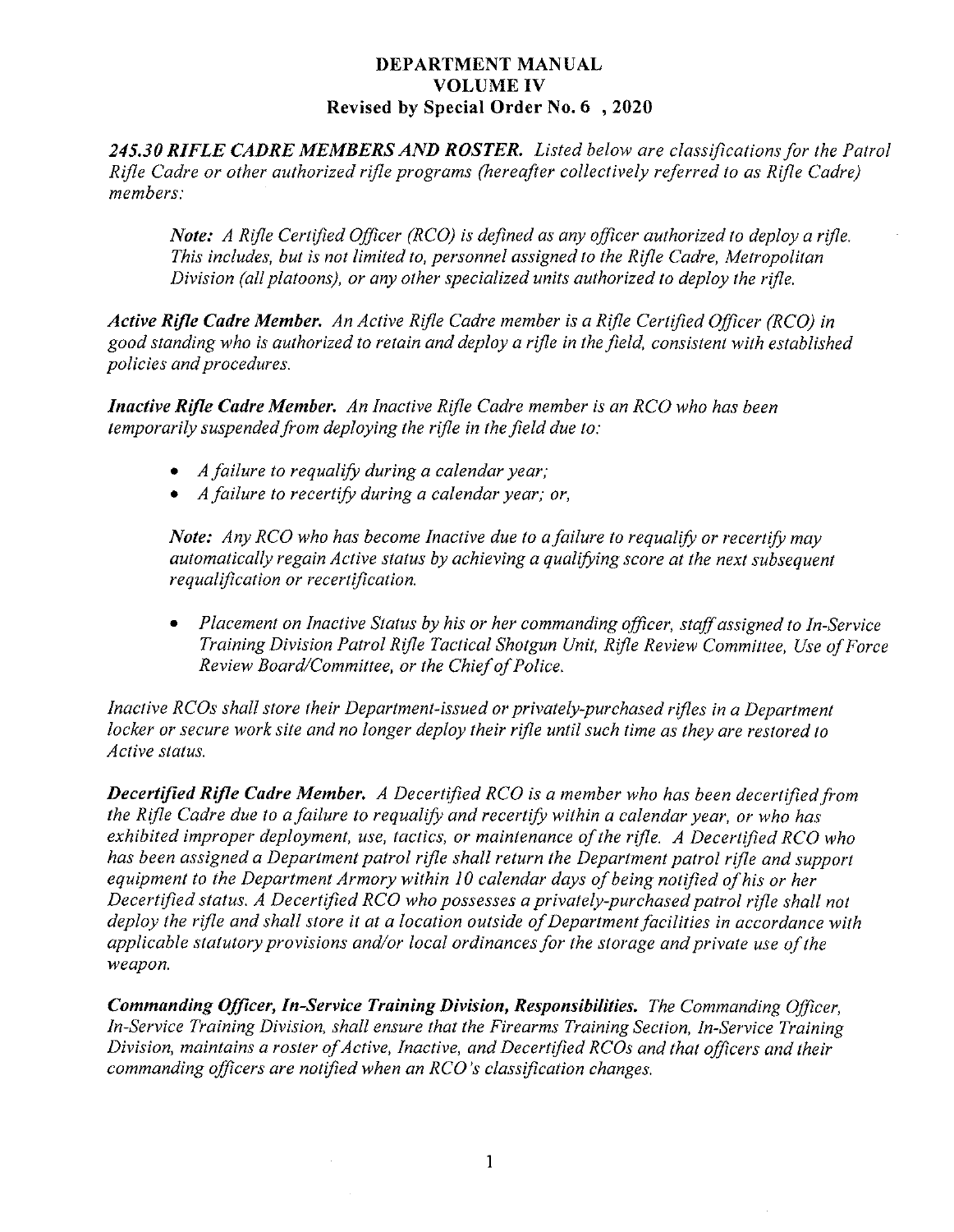**DEPARTMENT MANUAL**
**VOLUME IV**
**Revised by Special Order No. 6 , 2020**

***245.30 RIFLE CADRE MEMBERS AND ROSTER.*** *Listed below are classifications for the Patrol Rifle Cadre or other authorized rifle programs (hereafter collectively referred to as Rifle Cadre) members:*

> ***Note:*** *A Rifle Certified Officer (RCO) is defined as any officer authorized to deploy a rifle. This includes, but is not limited to, personnel assigned to the Rifle Cadre, Metropolitan Division (all platoons), or any other specialized units authorized to deploy the rifle.*

***Active Rifle Cadre Member.*** *An Active Rifle Cadre member is a Rifle Certified Officer (RCO) in good standing who is authorized to retain and deploy a rifle in the field, consistent with established policies and procedures.*

***Inactive Rifle Cadre Member.*** *An Inactive Rifle Cadre member is an RCO who has been temporarily suspended from deploying the rifle in the field due to:*

- *A failure to requalify during a calendar year;*
- *A failure to recertify during a calendar year; or,*

> ***Note:*** *Any RCO who has become Inactive due to a failure to requalify or recertify may automatically regain Active status by achieving a qualifying score at the next subsequent requalification or recertification.*

- *Placement on Inactive Status by his or her commanding officer, staff assigned to In-Service Training Division Patrol Rifle Tactical Shotgun Unit, Rifle Review Committee, Use of Force Review Board/Committee, or the Chief of Police.*

*Inactive RCOs shall store their Department-issued or privately-purchased rifles in a Department locker or secure work site and no longer deploy their rifle until such time as they are restored to Active status.*

***Decertified Rifle Cadre Member.*** *A Decertified RCO is a member who has been decertified from the Rifle Cadre due to a failure to requalify and recertify within a calendar year, or who has exhibited improper deployment, use, tactics, or maintenance of the rifle. A Decertified RCO who has been assigned a Department patrol rifle shall return the Department patrol rifle and support equipment to the Department Armory within 10 calendar days of being notified of his or her Decertified status. A Decertified RCO who possesses a privately-purchased patrol rifle shall not deploy the rifle and shall store it at a location outside of Department facilities in accordance with applicable statutory provisions and/or local ordinances for the storage and private use of the weapon.*

***Commanding Officer, In-Service Training Division, Responsibilities.*** *The Commanding Officer, In-Service Training Division, shall ensure that the Firearms Training Section, In-Service Training Division, maintains a roster of Active, Inactive, and Decertified RCOs and that officers and their commanding officers are notified when an RCO's classification changes.*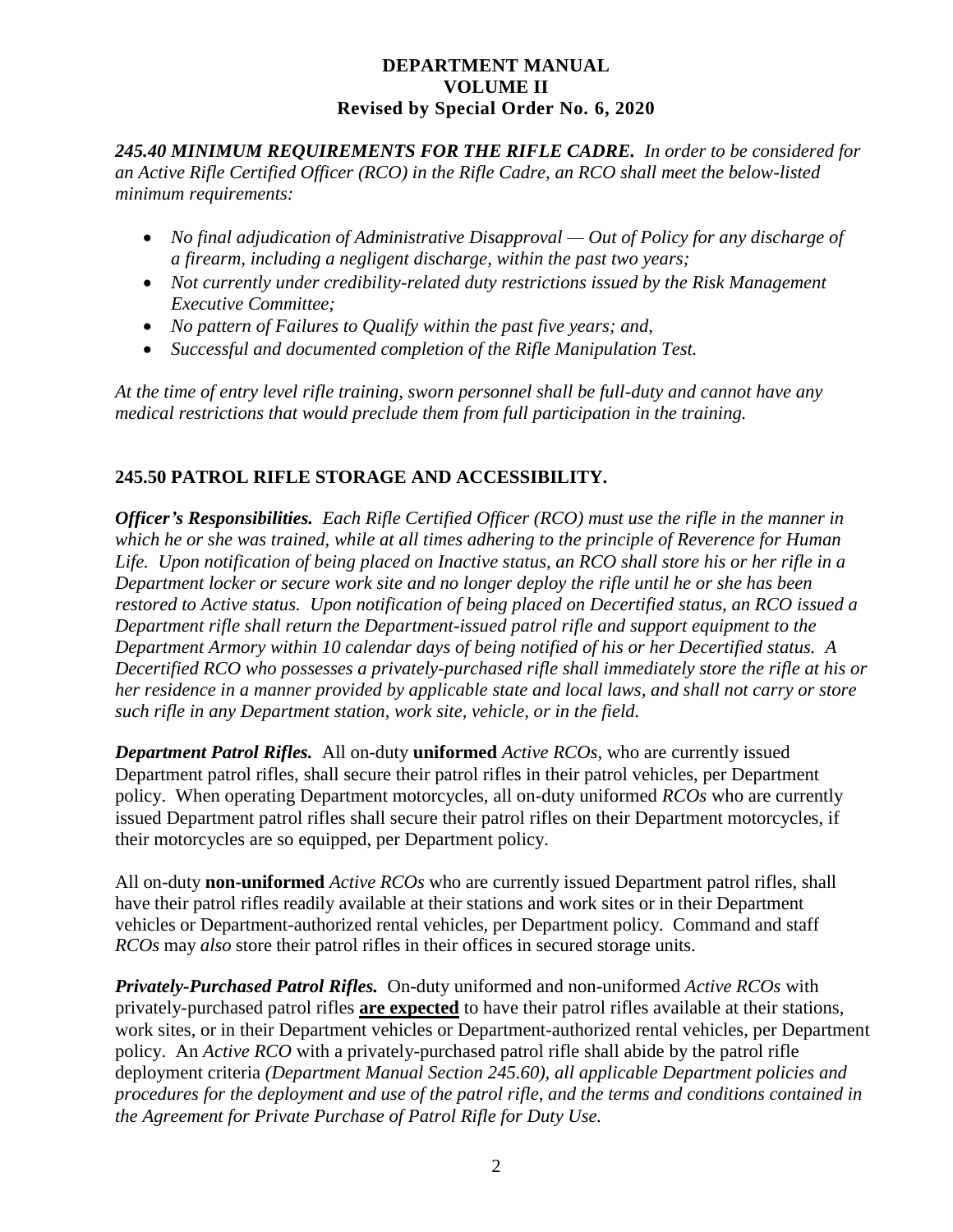**DEPARTMENT MANUAL**
**VOLUME II**
**Revised by Special Order No. 6, 2020**

***245.40 MINIMUM REQUIREMENTS FOR THE RIFLE CADRE.*** *In order to be considered for an Active Rifle Certified Officer (RCO) in the Rifle Cadre, an RCO shall meet the below-listed minimum requirements:*

- *No final adjudication of Administrative Disapproval — Out of Policy for any discharge of a firearm, including a negligent discharge, within the past two years;*
- *Not currently under credibility-related duty restrictions issued by the Risk Management Executive Committee;*
- *No pattern of Failures to Qualify within the past five years; and,*
- *Successful and documented completion of the Rifle Manipulation Test.*

*At the time of entry level rifle training, sworn personnel shall be full-duty and cannot have any medical restrictions that would preclude them from full participation in the training.*

## 245.50 PATROL RIFLE STORAGE AND ACCESSIBILITY.

***Officer's Responsibilities.*** *Each Rifle Certified Officer (RCO) must use the rifle in the manner in which he or she was trained, while at all times adhering to the principle of Reverence for Human Life. Upon notification of being placed on Inactive status, an RCO shall store his or her rifle in a Department locker or secure work site and no longer deploy the rifle until he or she has been restored to Active status. Upon notification of being placed on Decertified status, an RCO issued a Department rifle shall return the Department-issued patrol rifle and support equipment to the Department Armory within 10 calendar days of being notified of his or her Decertified status. A Decertified RCO who possesses a privately-purchased rifle shall immediately store the rifle at his or her residence in a manner provided by applicable state and local laws, and shall not carry or store such rifle in any Department station, work site, vehicle, or in the field.*

***Department Patrol Rifles.*** All on-duty **uniformed** *Active RCOs,* who are currently issued Department patrol rifles, shall secure their patrol rifles in their patrol vehicles, per Department policy. When operating Department motorcycles, all on-duty uniformed *RCOs* who are currently issued Department patrol rifles shall secure their patrol rifles on their Department motorcycles, if their motorcycles are so equipped, per Department policy.

All on-duty **non-uniformed** *Active RCOs* who are currently issued Department patrol rifles, shall have their patrol rifles readily available at their stations and work sites or in their Department vehicles or Department-authorized rental vehicles, per Department policy. Command and staff *RCOs* may *also* store their patrol rifles in their offices in secured storage units.

***Privately-Purchased Patrol Rifles.*** On-duty uniformed and non-uniformed *Active RCOs* with privately-purchased patrol rifles <u>**are expected**</u> to have their patrol rifles available at their stations, work sites, or in their Department vehicles or Department-authorized rental vehicles, per Department policy. An *Active RCO* with a privately-purchased patrol rifle shall abide by the patrol rifle deployment criteria *(Department Manual Section 245.60), all applicable Department policies and procedures for the deployment and use of the patrol rifle, and the terms and conditions contained in the Agreement for Private Purchase of Patrol Rifle for Duty Use.*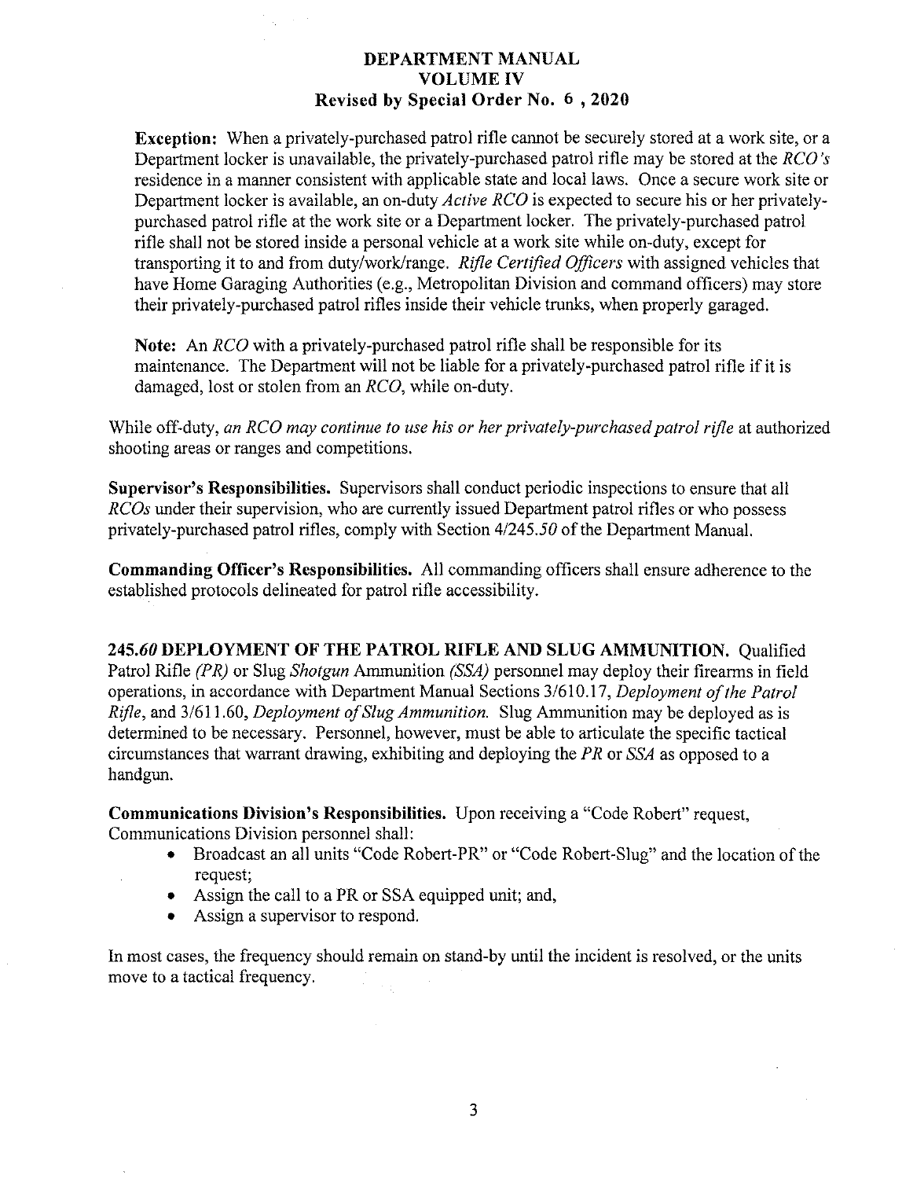**Exception:** When a privately-purchased patrol rifle cannot be securely stored at a work site, or a Department locker is unavailable, the privately-purchased patrol rifle may be stored at the *RCO's* residence in a manner consistent with applicable state and local laws. Once a secure work site or Department locker is available, an on-duty *Active RCO* is expected to secure his or her privately-purchased patrol rifle at the work site or a Department locker. The privately-purchased patrol rifle shall not be stored inside a personal vehicle at a work site while on-duty, except for transporting it to and from duty/work/range. *Rifle Certified Officers* with assigned vehicles that have Home Garaging Authorities (e.g., Metropolitan Division and command officers) may store their privately-purchased patrol rifles inside their vehicle trunks, when properly garaged.

**Note:** An *RCO* with a privately-purchased patrol rifle shall be responsible for its maintenance. The Department will not be liable for a privately-purchased patrol rifle if it is damaged, lost or stolen from an *RCO*, while on-duty.

While off-duty, *an RCO may continue to use his or her privately-purchased patrol rifle* at authorized shooting areas or ranges and competitions.

**Supervisor's Responsibilities.** Supervisors shall conduct periodic inspections to ensure that all *RCOs* under their supervision, who are currently issued Department patrol rifles or who possess privately-purchased patrol rifles, comply with Section 4/245.*50* of the Department Manual.

**Commanding Officer's Responsibilities.** All commanding officers shall ensure adherence to the established protocols delineated for patrol rifle accessibility.

**245.*60* DEPLOYMENT OF THE PATROL RIFLE AND SLUG AMMUNITION.** Qualified Patrol Rifle *(PR)* or Slug *Shotgun* Ammunition *(SSA)* personnel may deploy their firearms in field operations, in accordance with Department Manual Sections 3/610.17, *Deployment of the Patrol Rifle*, and 3/611.60, *Deployment of Slug Ammunition.* Slug Ammunition may be deployed as is determined to be necessary. Personnel, however, must be able to articulate the specific tactical circumstances that warrant drawing, exhibiting and deploying the *PR* or *SSA* as opposed to a handgun.

**Communications Division's Responsibilities.** Upon receiving a "Code Robert" request, Communications Division personnel shall:

- Broadcast an all units "Code Robert-PR" or "Code Robert-Slug" and the location of the request;
- Assign the call to a PR or SSA equipped unit; and,
- Assign a supervisor to respond.

In most cases, the frequency should remain on stand-by until the incident is resolved, or the units move to a tactical frequency.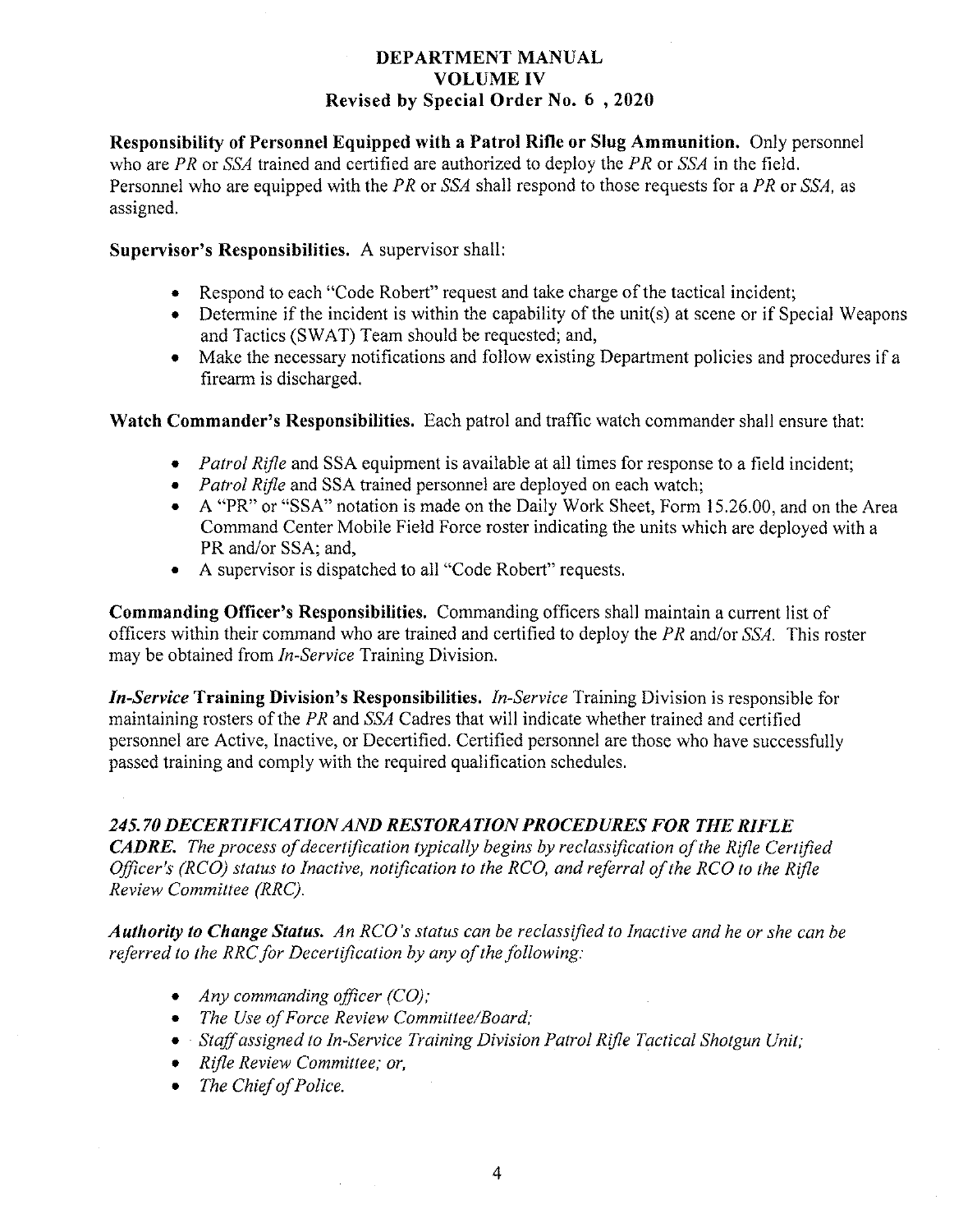**DEPARTMENT MANUAL**
**VOLUME IV**
**Revised by Special Order No. 6 , 2020**

**Responsibility of Personnel Equipped with a Patrol Rifle or Slug Ammunition.** Only personnel who are *PR* or *SSA* trained and certified are authorized to deploy the *PR* or *SSA* in the field. Personnel who are equipped with the *PR* or *SSA* shall respond to those requests for a *PR* or *SSA*, as assigned.

**Supervisor's Responsibilities.** A supervisor shall:

- Respond to each "Code Robert" request and take charge of the tactical incident;
- Determine if the incident is within the capability of the unit(s) at scene or if Special Weapons and Tactics (SWAT) Team should be requested; and,
- Make the necessary notifications and follow existing Department policies and procedures if a firearm is discharged.

**Watch Commander's Responsibilities.** Each patrol and traffic watch commander shall ensure that:

- *Patrol Rifle* and SSA equipment is available at all times for response to a field incident;
- *Patrol Rifle* and SSA trained personnel are deployed on each watch;
- A "PR" or "SSA" notation is made on the Daily Work Sheet, Form 15.26.00, and on the Area Command Center Mobile Field Force roster indicating the units which are deployed with a PR and/or SSA; and,
- A supervisor is dispatched to all "Code Robert" requests.

**Commanding Officer's Responsibilities.** Commanding officers shall maintain a current list of officers within their command who are trained and certified to deploy the *PR* and/or *SSA*. This roster may be obtained from *In-Service* Training Division.

***In-Service* Training Division's Responsibilities.** *In-Service* Training Division is responsible for maintaining rosters of the *PR* and *SSA* Cadres that will indicate whether trained and certified personnel are Active, Inactive, or Decertified. Certified personnel are those who have successfully passed training and comply with the required qualification schedules.

***245.70 DECERTIFICATION AND RESTORATION PROCEDURES FOR THE RIFLE CADRE.*** *The process of decertification typically begins by reclassification of the Rifle Certified Officer's (RCO) status to Inactive, notification to the RCO, and referral of the RCO to the Rifle Review Committee (RRC).*

***Authority to Change Status.*** *An RCO's status can be reclassified to Inactive and he or she can be referred to the RRC for Decertification by any of the following:*

- *Any commanding officer (CO);*
- *The Use of Force Review Committee/Board;*
- *Staff assigned to In-Service Training Division Patrol Rifle Tactical Shotgun Unit;*
- *Rifle Review Committee; or,*
- *The Chief of Police.*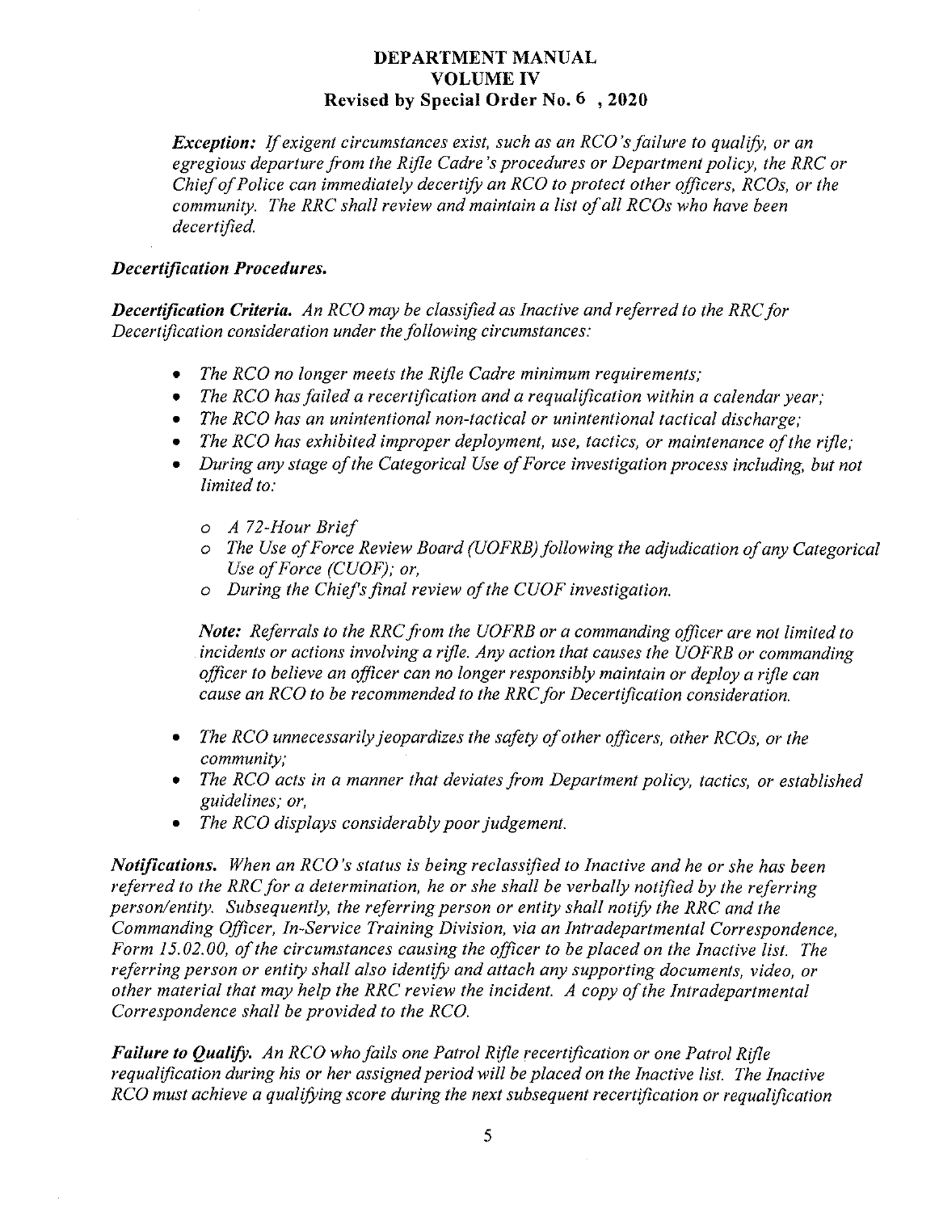*Exception: If exigent circumstances exist, such as an RCO's failure to qualify, or an egregious departure from the Rifle Cadre's procedures or Department policy, the RRC or Chief of Police can immediately decertify an RCO to protect other officers, RCOs, or the community. The RRC shall review and maintain a list of all RCOs who have been decertified.*

***Decertification Procedures.***

***Decertification Criteria.*** *An RCO may be classified as Inactive and referred to the RRC for Decertification consideration under the following circumstances:*

- *The RCO no longer meets the Rifle Cadre minimum requirements;*
- *The RCO has failed a recertification and a requalification within a calendar year;*
- *The RCO has an unintentional non-tactical or unintentional tactical discharge;*
- *The RCO has exhibited improper deployment, use, tactics, or maintenance of the rifle;*
- *During any stage of the Categorical Use of Force investigation process including, but not limited to:*
  - *A 72-Hour Brief*
  - *The Use of Force Review Board (UOFRB) following the adjudication of any Categorical Use of Force (CUOF); or,*
  - *During the Chief's final review of the CUOF investigation.*

  ***Note:*** *Referrals to the RRC from the UOFRB or a commanding officer are not limited to incidents or actions involving a rifle. Any action that causes the UOFRB or commanding officer to believe an officer can no longer responsibly maintain or deploy a rifle can cause an RCO to be recommended to the RRC for Decertification consideration.*

- *The RCO unnecessarily jeopardizes the safety of other officers, other RCOs, or the community;*
- *The RCO acts in a manner that deviates from Department policy, tactics, or established guidelines; or,*
- *The RCO displays considerably poor judgement.*

***Notifications.*** *When an RCO's status is being reclassified to Inactive and he or she has been referred to the RRC for a determination, he or she shall be verbally notified by the referring person/entity. Subsequently, the referring person or entity shall notify the RRC and the Commanding Officer, In-Service Training Division, via an Intradepartmental Correspondence, Form 15.02.00, of the circumstances causing the officer to be placed on the Inactive list. The referring person or entity shall also identify and attach any supporting documents, video, or other material that may help the RRC review the incident. A copy of the Intradepartmental Correspondence shall be provided to the RCO.*

***Failure to Qualify.*** *An RCO who fails one Patrol Rifle recertification or one Patrol Rifle requalification during his or her assigned period will be placed on the Inactive list. The Inactive RCO must achieve a qualifying score during the next subsequent recertification or requalification*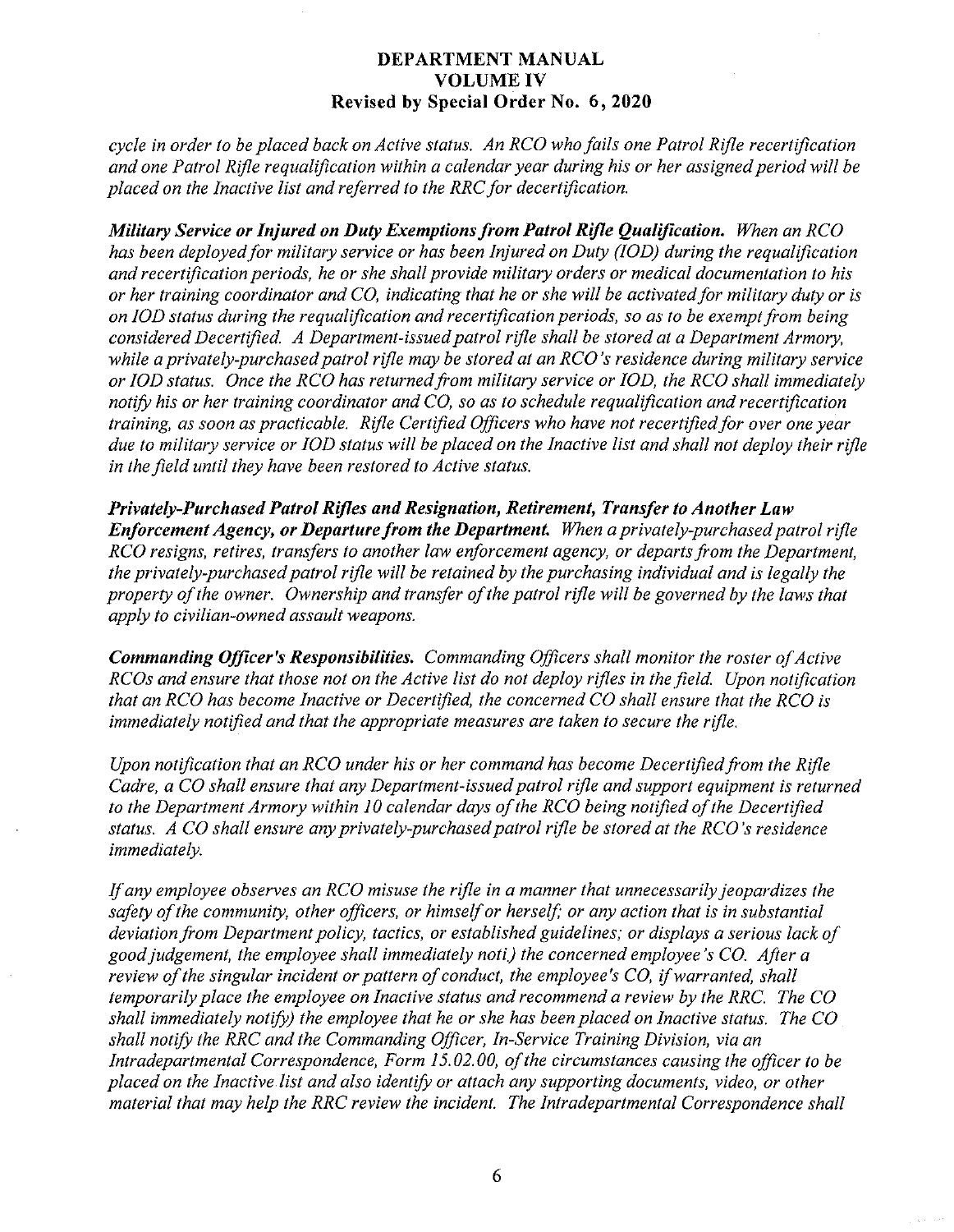*cycle in order to be placed back on Active status. An RCO who fails one Patrol Rifle recertification and one Patrol Rifle requalification within a calendar year during his or her assigned period will be placed on the Inactive list and referred to the RRC for decertification.*

***Military Service or Injured on Duty Exemptions from Patrol Rifle Qualification.*** *When an RCO has been deployed for military service or has been Injured on Duty (IOD) during the requalification and recertification periods, he or she shall provide military orders or medical documentation to his or her training coordinator and CO, indicating that he or she will be activated for military duty or is on IOD status during the requalification and recertification periods, so as to be exempt from being considered Decertified. A Department-issued patrol rifle shall be stored at a Department Armory, while a privately-purchased patrol rifle may be stored at an RCO's residence during military service or IOD status. Once the RCO has returned from military service or IOD, the RCO shall immediately notify his or her training coordinator and CO, so as to schedule requalification and recertification training, as soon as practicable. Rifle Certified Officers who have not recertified for over one year due to military service or IOD status will be placed on the Inactive list and shall not deploy their rifle in the field until they have been restored to Active status.*

***Privately-Purchased Patrol Rifles and Resignation, Retirement, Transfer to Another Law Enforcement Agency, or Departure from the Department.*** *When a privately-purchased patrol rifle RCO resigns, retires, transfers to another law enforcement agency, or departs from the Department, the privately-purchased patrol rifle will be retained by the purchasing individual and is legally the property of the owner. Ownership and transfer of the patrol rifle will be governed by the laws that apply to civilian-owned assault weapons.*

***Commanding Officer's Responsibilities.*** *Commanding Officers shall monitor the roster of Active RCOs and ensure that those not on the Active list do not deploy rifles in the field. Upon notification that an RCO has become Inactive or Decertified, the concerned CO shall ensure that the RCO is immediately notified and that the appropriate measures are taken to secure the rifle.*

*Upon notification that an RCO under his or her command has become Decertified from the Rifle Cadre, a CO shall ensure that any Department-issued patrol rifle and support equipment is returned to the Department Armory within 10 calendar days of the RCO being notified of the Decertified status. A CO shall ensure any privately-purchased patrol rifle be stored at the RCO's residence immediately.*

*If any employee observes an RCO misuse the rifle in a manner that unnecessarily jeopardizes the safety of the community, other officers, or himself or herself; or any action that is in substantial deviation from Department policy, tactics, or established guidelines; or displays a serious lack of good judgement, the employee shall immediately noti) the concerned employee's CO. After a review of the singular incident or pattern of conduct, the employee's CO, if warranted, shall temporarily place the employee on Inactive status and recommend a review by the RRC. The CO shall immediately notify) the employee that he or she has been placed on Inactive status. The CO shall notify the RRC and the Commanding Officer, In-Service Training Division, via an Intradepartmental Correspondence, Form 15.02.00, of the circumstances causing the officer to be placed on the Inactive list and also identify or attach any supporting documents, video, or other material that may help the RRC review the incident. The Intradepartmental Correspondence shall*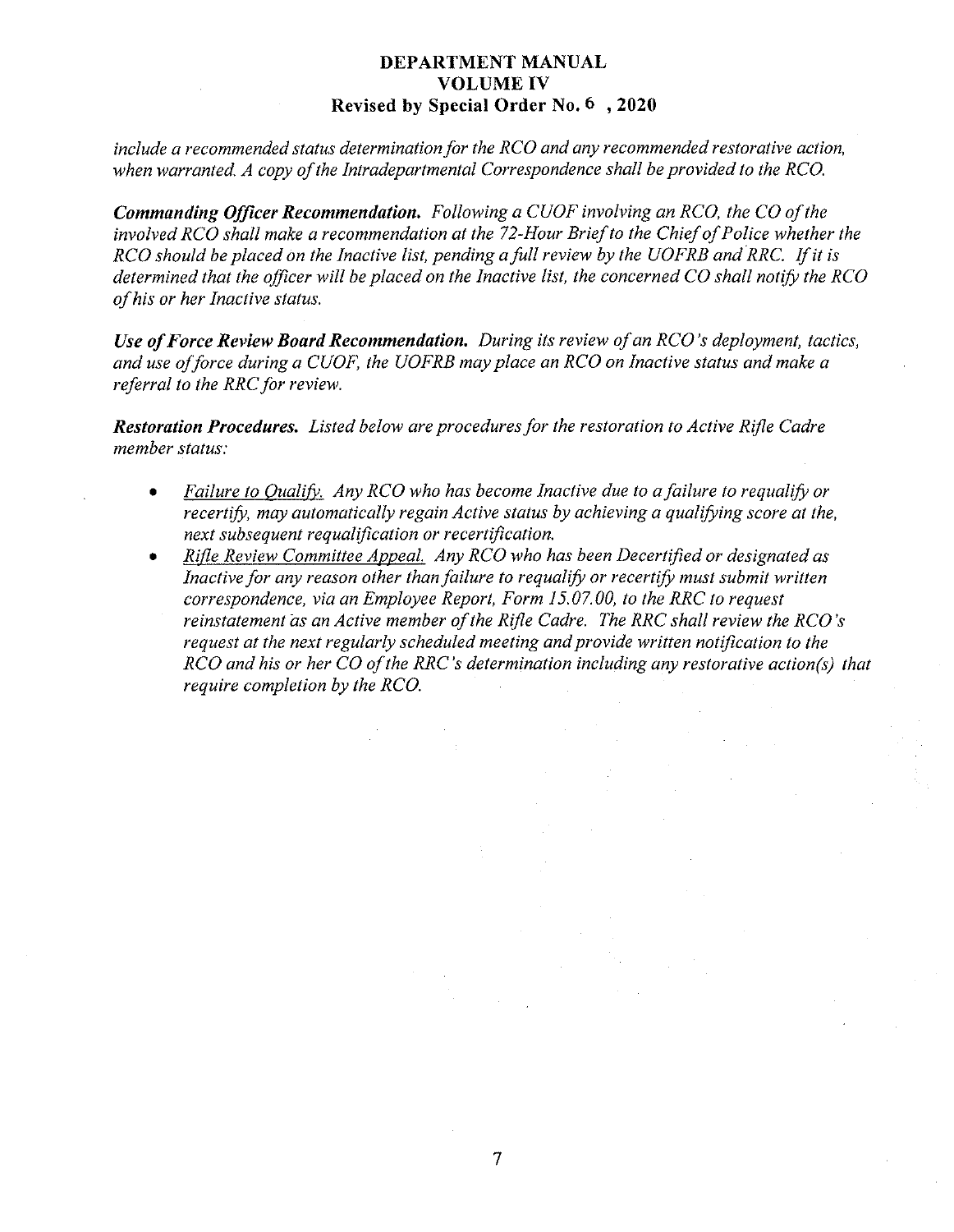*include a recommended status determination for the RCO and any recommended restorative action, when warranted. A copy of the Intradepartmental Correspondence shall be provided to the RCO.*

***Commanding Officer Recommendation.*** *Following a CUOF involving an RCO, the CO of the involved RCO shall make a recommendation at the 72-Hour Brief to the Chief of Police whether the RCO should be placed on the Inactive list, pending a full review by the UOFRB and RRC. If it is determined that the officer will be placed on the Inactive list, the concerned CO shall notify the RCO of his or her Inactive status.*

***Use of Force Review Board Recommendation.*** *During its review of an RCO's deployment, tactics, and use of force during a CUOF, the UOFRB may place an RCO on Inactive status and make a referral to the RRC for review.*

***Restoration Procedures.*** *Listed below are procedures for the restoration to Active Rifle Cadre member status:*

- *<u>Failure to Qualify.</u> Any RCO who has become Inactive due to a failure to requalify or recertify, may automatically regain Active status by achieving a qualifying score at the, next subsequent requalification or recertification.*
- *<u>Rifle Review Committee Appeal.</u> Any RCO who has been Decertified or designated as Inactive for any reason other than failure to requalify or recertify must submit written correspondence, via an Employee Report, Form 15.07.00, to the RRC to request reinstatement as an Active member of the Rifle Cadre. The RRC shall review the RCO's request at the next regularly scheduled meeting and provide written notification to the RCO and his or her CO of the RRC's determination including any restorative action(s) that require completion by the RCO.*